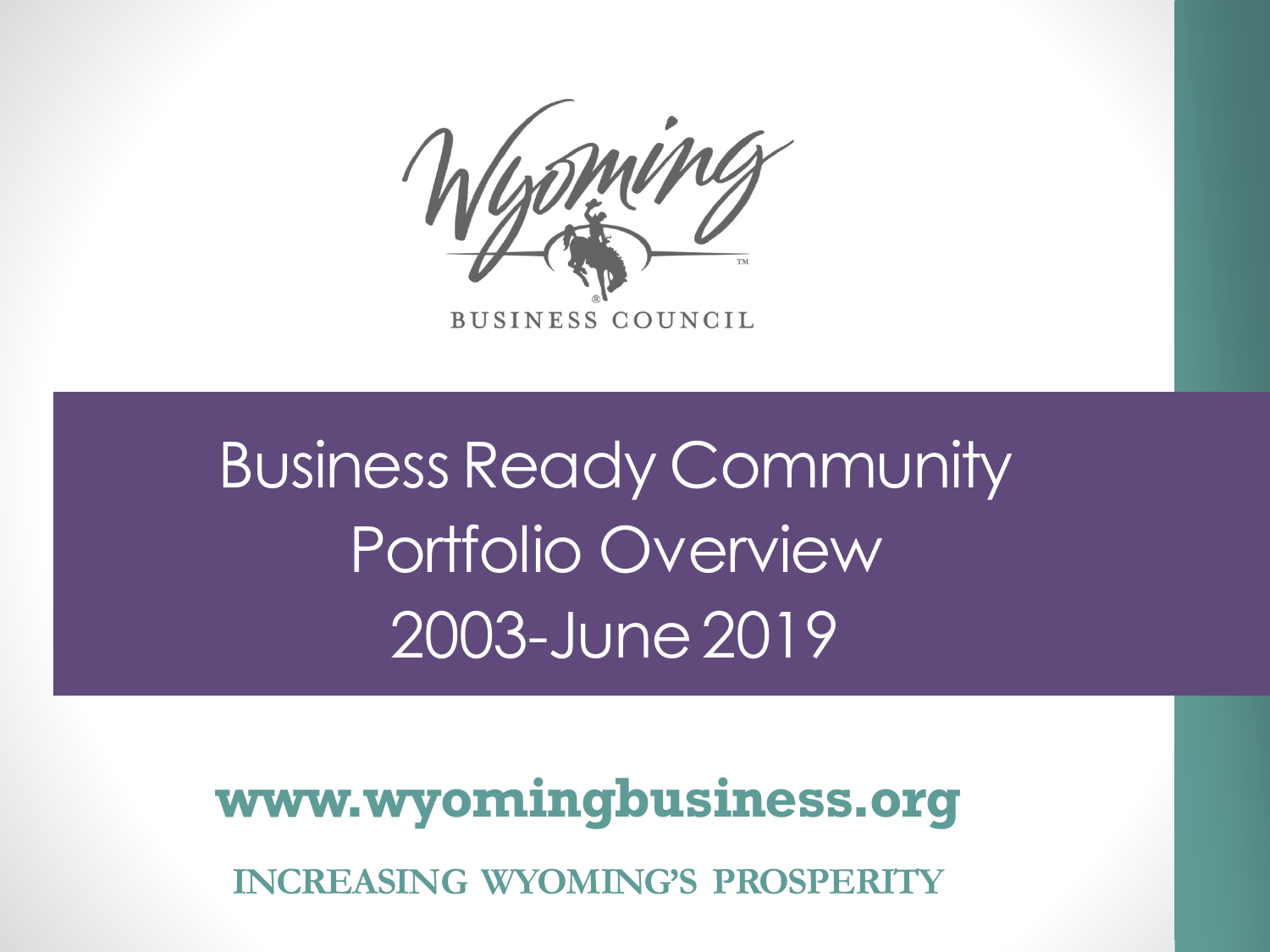Wyoming

BUSINESS COUNCIL

# Business Ready Community Portfolio Overview 2003-June 2019

**www.wyomingbusiness.org**

INCREASING WYOMING'S PROSPERITY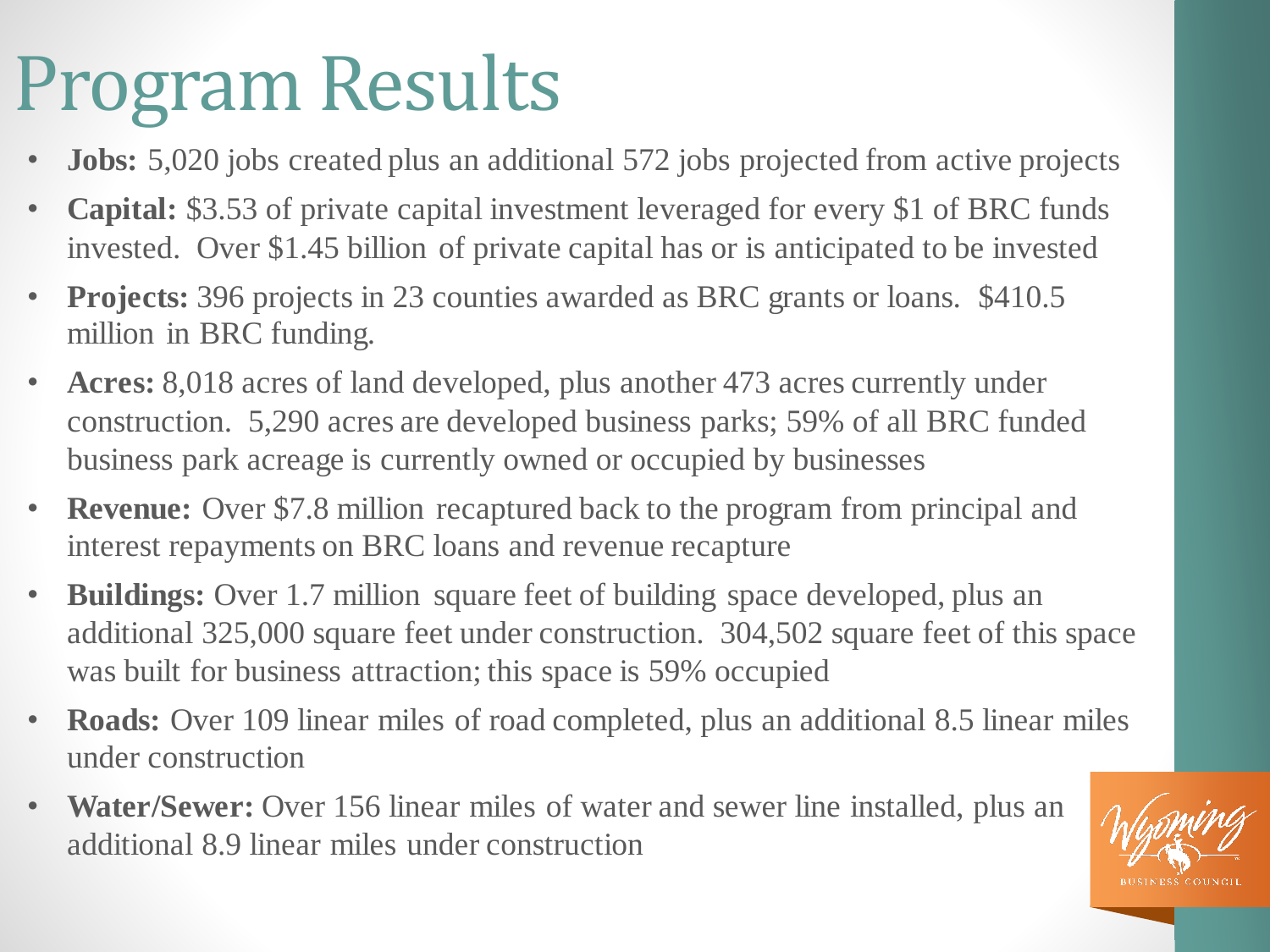# Program Results

- **Jobs:** 5,020 jobs created plus an additional 572 jobs projected from active projects
- **Capital:** $3.53 of private capital investment leveraged for every $1 of BRC funds invested. Over $1.45 billion of private capital has or is anticipated to be invested
- **Projects:** 396 projects in 23 counties awarded as BRC grants or loans. $410.5 million in BRC funding.
- **Acres:** 8,018 acres of land developed, plus another 473 acres currently under construction. 5,290 acres are developed business parks; 59% of all BRC funded business park acreage is currently owned or occupied by businesses
- **Revenue:** Over $7.8 million recaptured back to the program from principal and interest repayments on BRC loans and revenue recapture
- **Buildings:** Over 1.7 million square feet of building space developed, plus an additional 325,000 square feet under construction. 304,502 square feet of this space was built for business attraction; this space is 59% occupied
- **Roads:** Over 109 linear miles of road completed, plus an additional 8.5 linear miles under construction
- **Water/Sewer:** Over 156 linear miles of water and sewer line installed, plus an additional 8.9 linear miles under construction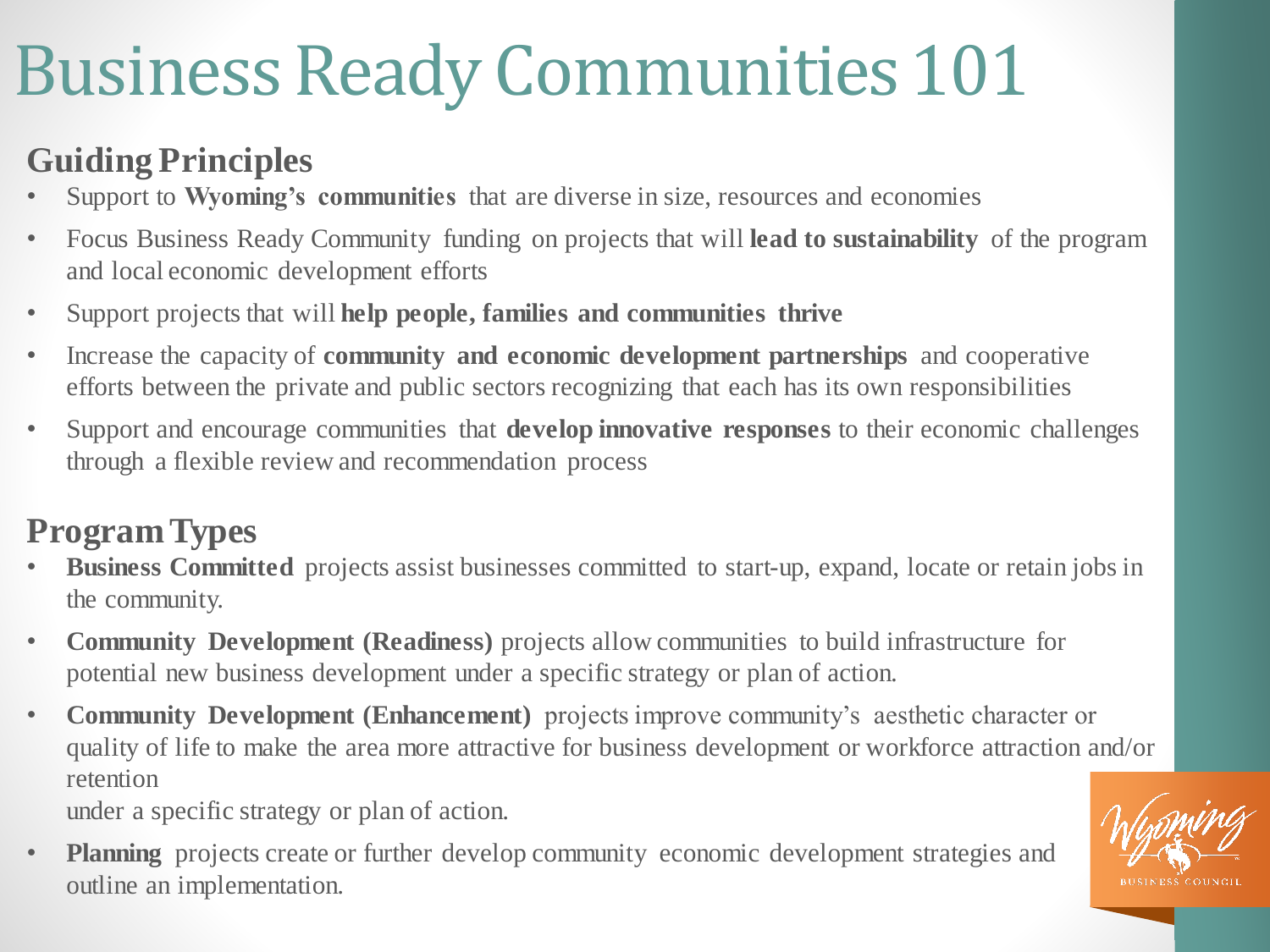# Business Ready Communities 101

## Guiding Principles

- Support to **Wyoming's communities** that are diverse in size, resources and economies
- Focus Business Ready Community funding on projects that will **lead to sustainability** of the program and local economic development efforts
- Support projects that will **help people, families and communities thrive**
- Increase the capacity of **community and economic development partnerships** and cooperative efforts between the private and public sectors recognizing that each has its own responsibilities
- Support and encourage communities that **develop innovative responses** to their economic challenges through a flexible review and recommendation process

## Program Types

- **Business Committed** projects assist businesses committed to start-up, expand, locate or retain jobs in the community.
- **Community Development (Readiness)** projects allow communities to build infrastructure for potential new business development under a specific strategy or plan of action.
- **Community Development (Enhancement)** projects improve community's aesthetic character or quality of life to make the area more attractive for business development or workforce attraction and/or retention
  
  under a specific strategy or plan of action.
- **Planning** projects create or further develop community economic development strategies and outline an implementation.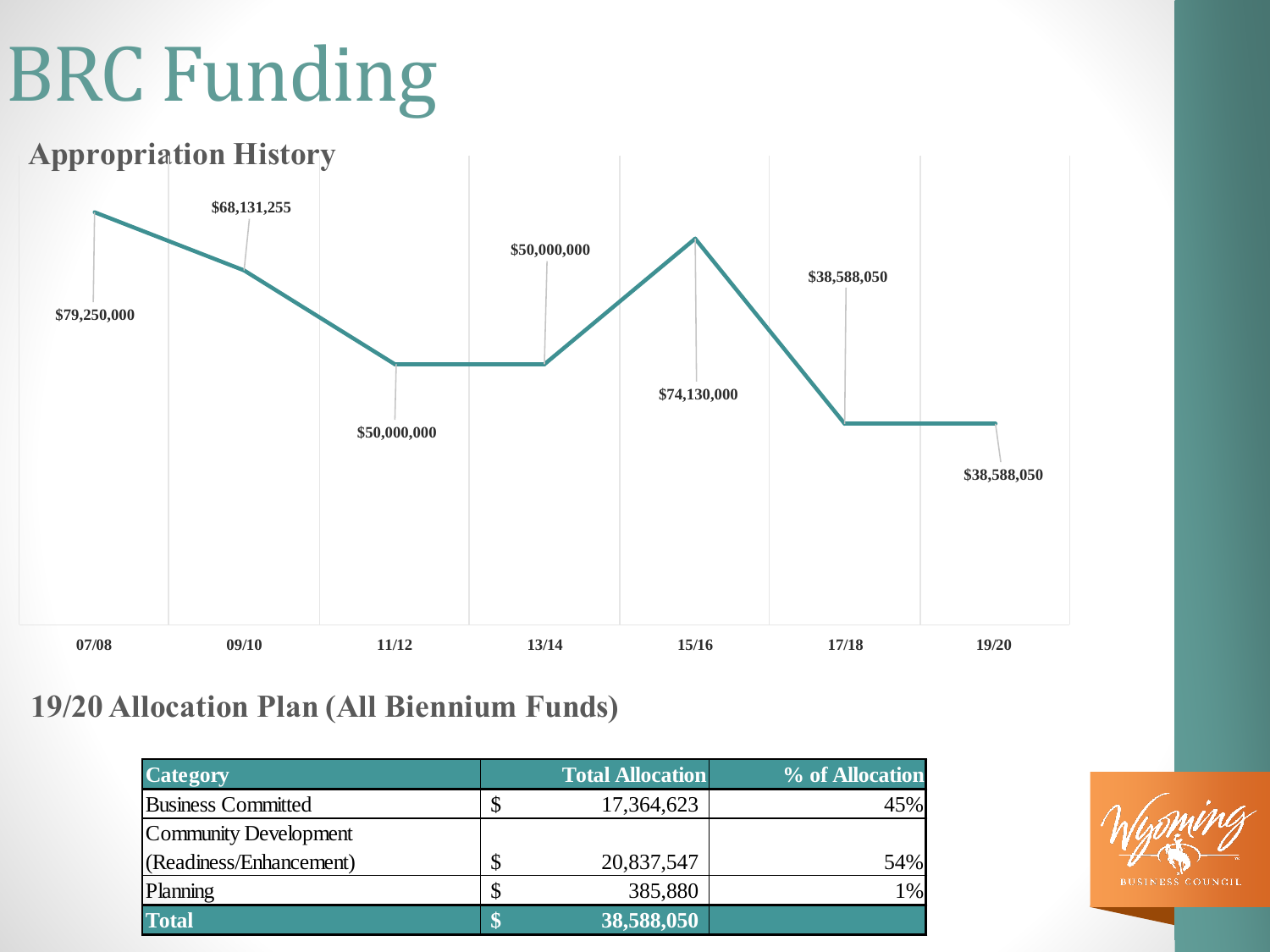# BRC Funding

## Appropriation History

| Biennium | Appropriation |
|---|---|
| 07/08 | $79,250,000 |
| 09/10 | $68,131,255 |
| 11/12 | $50,000,000 |
| 13/14 | $50,000,000 |
| 15/16 | $74,130,000 |
| 17/18 | $38,588,050 |
| 19/20 | $38,588,050 |

## 19/20 Allocation Plan (All Biennium Funds)

| Category | Total Allocation | % of Allocation |
|---|---|---|
| Business Committed | $ 17,364,623 | 45% |
| Community Development (Readiness/Enhancement) | $ 20,837,547 | 54% |
| Planning | $ 385,880 | 1% |
| **Total** | **$ 38,588,050** | |

Wyoming Business Council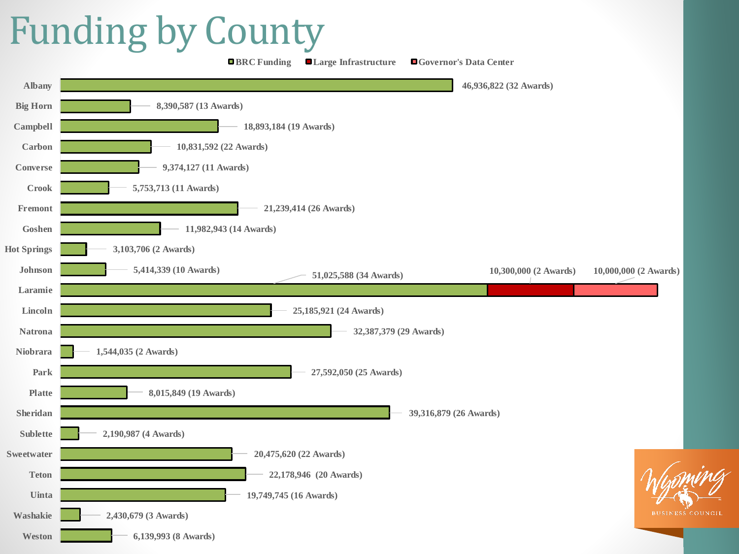# Funding by County

Legend: BRC Funding | Large Infrastructure | Governor's Data Center

| County | BRC Funding | Large Infrastructure | Governor's Data Center |
|---|---|---|---|
| Albany | 46,936,822 (32 Awards) | | |
| Big Horn | 8,390,587 (13 Awards) | | |
| Campbell | 18,893,184 (19 Awards) | | |
| Carbon | 10,831,592 (22 Awards) | | |
| Converse | 9,374,127 (11 Awards) | | |
| Crook | 5,753,713 (11 Awards) | | |
| Fremont | 21,239,414 (26 Awards) | | |
| Goshen | 11,982,943 (14 Awards) | | |
| Hot Springs | 3,103,706 (2 Awards) | | |
| Johnson | 5,414,339 (10 Awards) | | |
| Laramie | 51,025,588 (34 Awards) | 10,300,000 (2 Awards) | 10,000,000 (2 Awards) |
| Lincoln | 25,185,921 (24 Awards) | | |
| Natrona | 32,387,379 (29 Awards) | | |
| Niobrara | 1,544,035 (2 Awards) | | |
| Park | 27,592,050 (25 Awards) | | |
| Platte | 8,015,849 (19 Awards) | | |
| Sheridan | 39,316,879 (26 Awards) | | |
| Sublette | 2,190,987 (4 Awards) | | |
| Sweetwater | 20,475,620 (22 Awards) | | |
| Teton | 22,178,946 (20 Awards) | | |
| Uinta | 19,749,745 (16 Awards) | | |
| Washakie | 2,430,679 (3 Awards) | | |
| Weston | 6,139,993 (8 Awards) | | |

Wyoming Business Council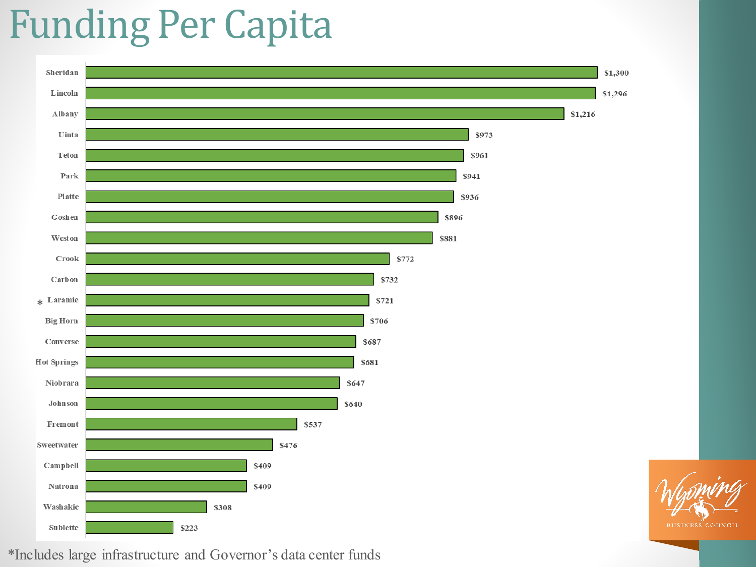# Funding Per Capita

| County | Funding Per Capita |
|---|---|
| Sheridan | $1,300 |
| Lincoln | $1,296 |
| Albany | $1,216 |
| Uinta | $973 |
| Teton | $961 |
| Park | $941 |
| Platte | $936 |
| Goshen | $896 |
| Weston | $881 |
| Crook | $772 |
| Carbon | $732 |
| * Laramie | $721 |
| Big Horn | $706 |
| Converse | $687 |
| Hot Springs | $681 |
| Niobrara | $647 |
| Johnson | $640 |
| Fremont | $537 |
| Sweetwater | $476 |
| Campbell | $409 |
| Natrona | $409 |
| Washakie | $308 |
| Sublette | $223 |

*Includes large infrastructure and Governor's data center funds

Wyoming Business Council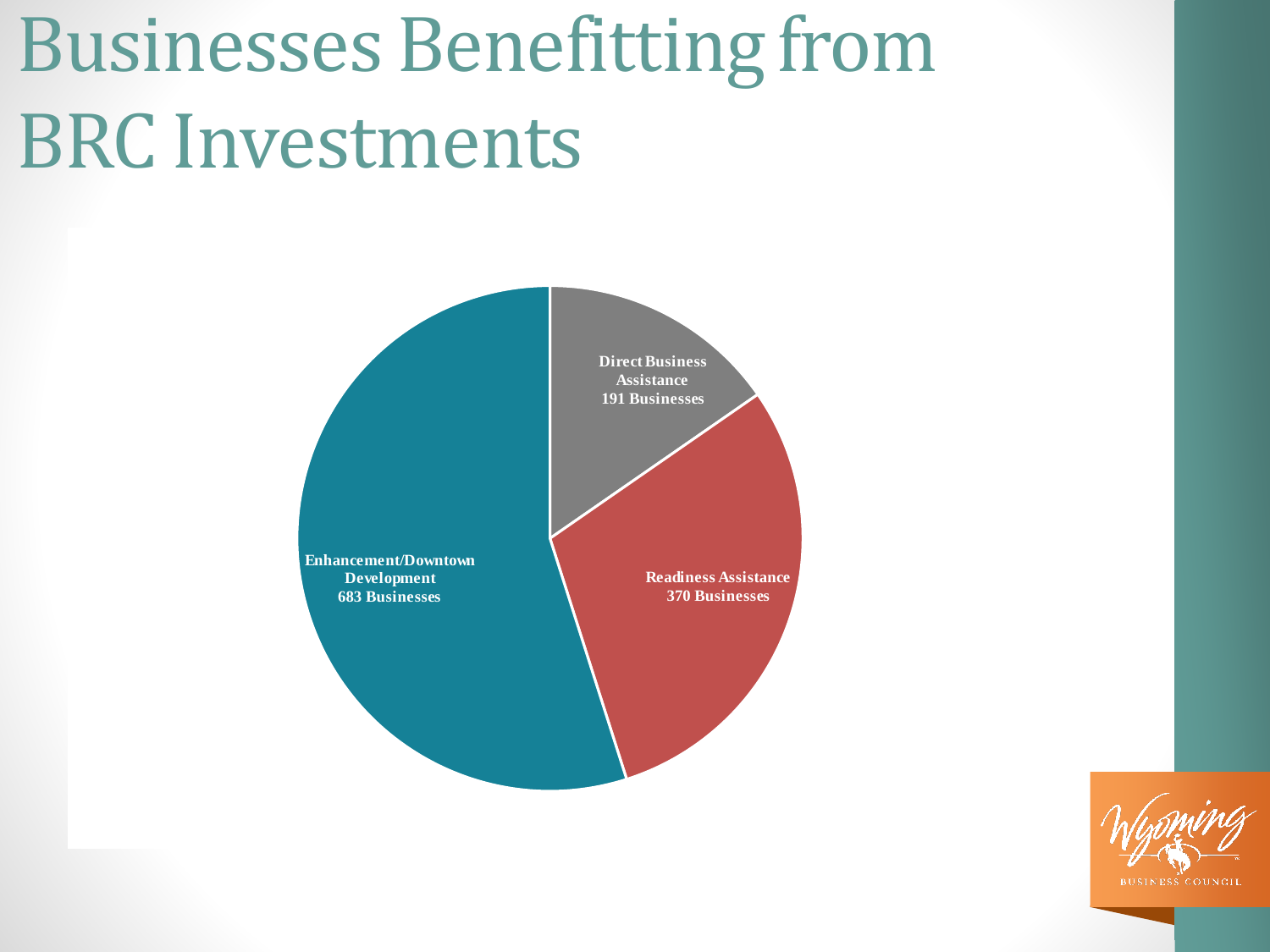# Businesses Benefitting from BRC Investments

Direct Business Assistance
191 Businesses

Readiness Assistance
370 Businesses

Enhancement/Downtown Development
683 Businesses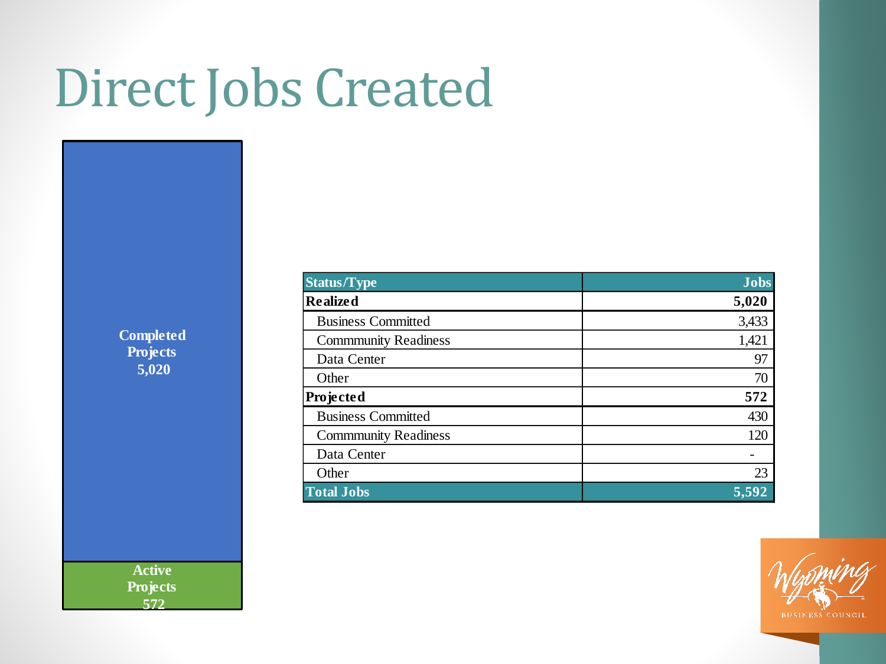# Direct Jobs Created

Completed Projects 5,020

Active Projects 572

| Status/Type | Jobs |
|---|---|
| **Realized** | **5,020** |
| Business Committed | 3,433 |
| Commmunity Readiness | 1,421 |
| Data Center | 97 |
| Other | 70 |
| **Projected** | **572** |
| Business Committed | 430 |
| Commmunity Readiness | 120 |
| Data Center | - |
| Other | 23 |
| **Total Jobs** | **5,592** |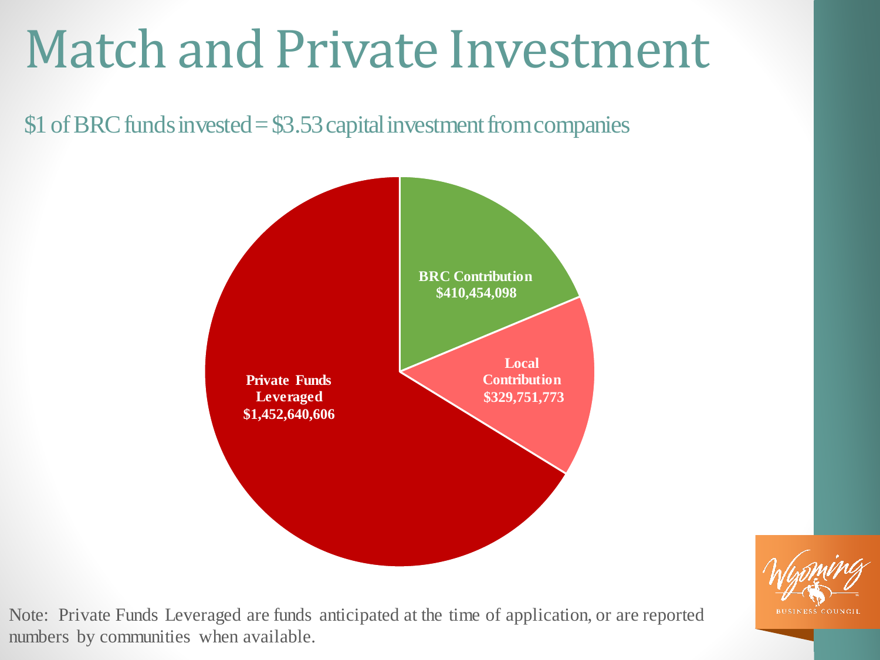# Match and Private Investment

$1 of BRC funds invested = $3.53 capital investment from companies

**BRC Contribution**
**$410,454,098**

**Local Contribution**
**$329,751,773**

**Private Funds Leveraged**
**$1,452,640,606**

Note: Private Funds Leveraged are funds anticipated at the time of application, or are reported numbers by communities when available.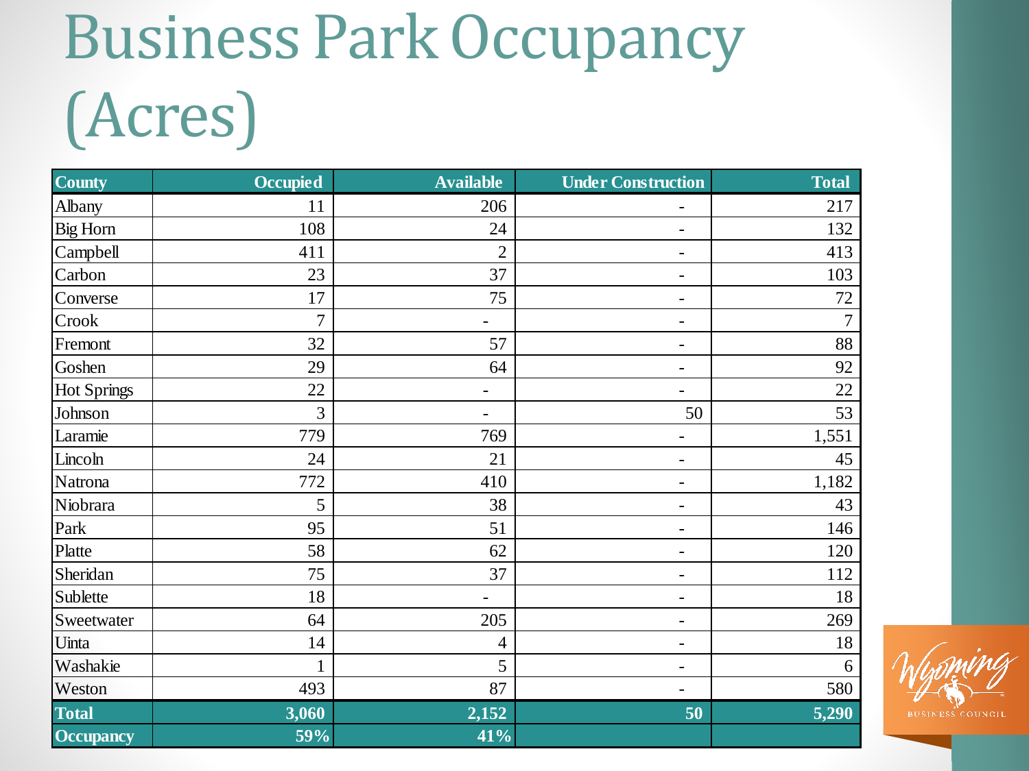# Business Park Occupancy (Acres)

| County | Occupied | Available | Under Construction | Total |
|---|---|---|---|---|
| Albany | 11 | 206 | - | 217 |
| Big Horn | 108 | 24 | - | 132 |
| Campbell | 411 | 2 | - | 413 |
| Carbon | 23 | 37 | - | 103 |
| Converse | 17 | 75 | - | 72 |
| Crook | 7 | - | - | 7 |
| Fremont | 32 | 57 | - | 88 |
| Goshen | 29 | 64 | - | 92 |
| Hot Springs | 22 | - | - | 22 |
| Johnson | 3 | - | 50 | 53 |
| Laramie | 779 | 769 | - | 1,551 |
| Lincoln | 24 | 21 | - | 45 |
| Natrona | 772 | 410 | - | 1,182 |
| Niobrara | 5 | 38 | - | 43 |
| Park | 95 | 51 | - | 146 |
| Platte | 58 | 62 | - | 120 |
| Sheridan | 75 | 37 | - | 112 |
| Sublette | 18 | - | - | 18 |
| Sweetwater | 64 | 205 | - | 269 |
| Uinta | 14 | 4 | - | 18 |
| Washakie | 1 | 5 | - | 6 |
| Weston | 493 | 87 | - | 580 |
| **Total** | **3,060** | **2,152** | **50** | **5,290** |
| **Occupancy** | **59%** | **41%** | | |

Wyoming Business Council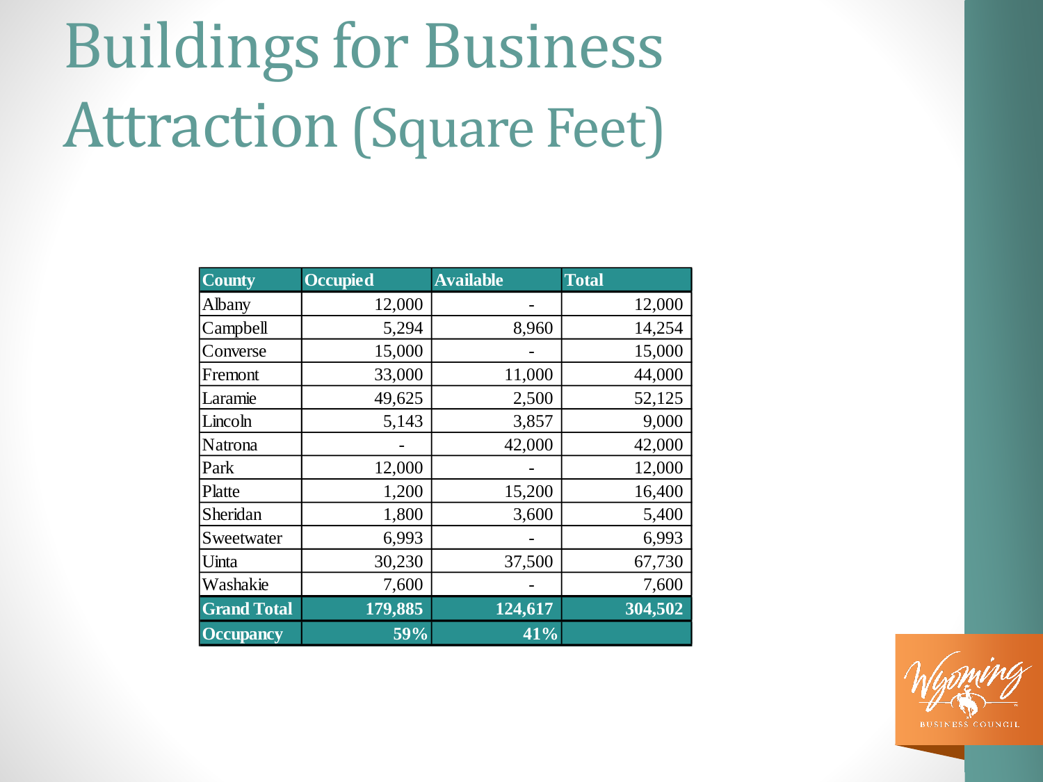# Buildings for Business Attraction (Square Feet)

| County | Occupied | Available | Total |
|---|---|---|---|
| Albany | 12,000 | - | 12,000 |
| Campbell | 5,294 | 8,960 | 14,254 |
| Converse | 15,000 | - | 15,000 |
| Fremont | 33,000 | 11,000 | 44,000 |
| Laramie | 49,625 | 2,500 | 52,125 |
| Lincoln | 5,143 | 3,857 | 9,000 |
| Natrona | - | 42,000 | 42,000 |
| Park | 12,000 | - | 12,000 |
| Platte | 1,200 | 15,200 | 16,400 |
| Sheridan | 1,800 | 3,600 | 5,400 |
| Sweetwater | 6,993 | - | 6,993 |
| Uinta | 30,230 | 37,500 | 67,730 |
| Washakie | 7,600 | - | 7,600 |
| **Grand Total** | **179,885** | **124,617** | **304,502** |
| **Occupancy** | **59%** | **41%** | |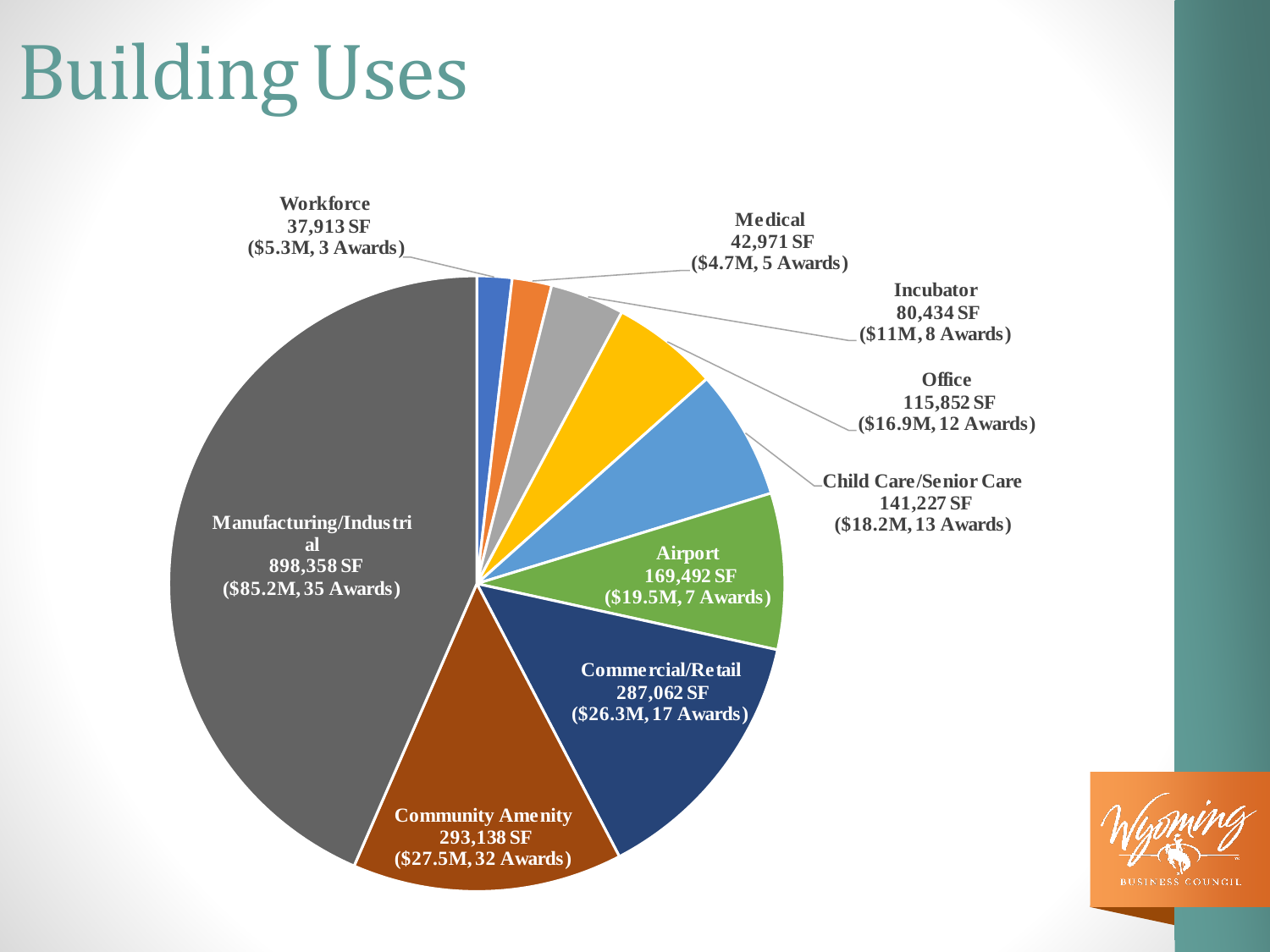# Building Uses

- Workforce 37,913 SF ($5.3M, 3 Awards)
- Medical 42,971 SF ($4.7M, 5 Awards)
- Incubator 80,434 SF ($11M, 8 Awards)
- Office 115,852 SF ($16.9M, 12 Awards)
- Child Care/Senior Care 141,227 SF ($18.2M, 13 Awards)
- Airport 169,492 SF ($19.5M, 7 Awards)
- Commercial/Retail 287,062 SF ($26.3M, 17 Awards)
- Community Amenity 293,138 SF ($27.5M, 32 Awards)
- Manufacturing/Industrial 898,358 SF ($85.2M, 35 Awards)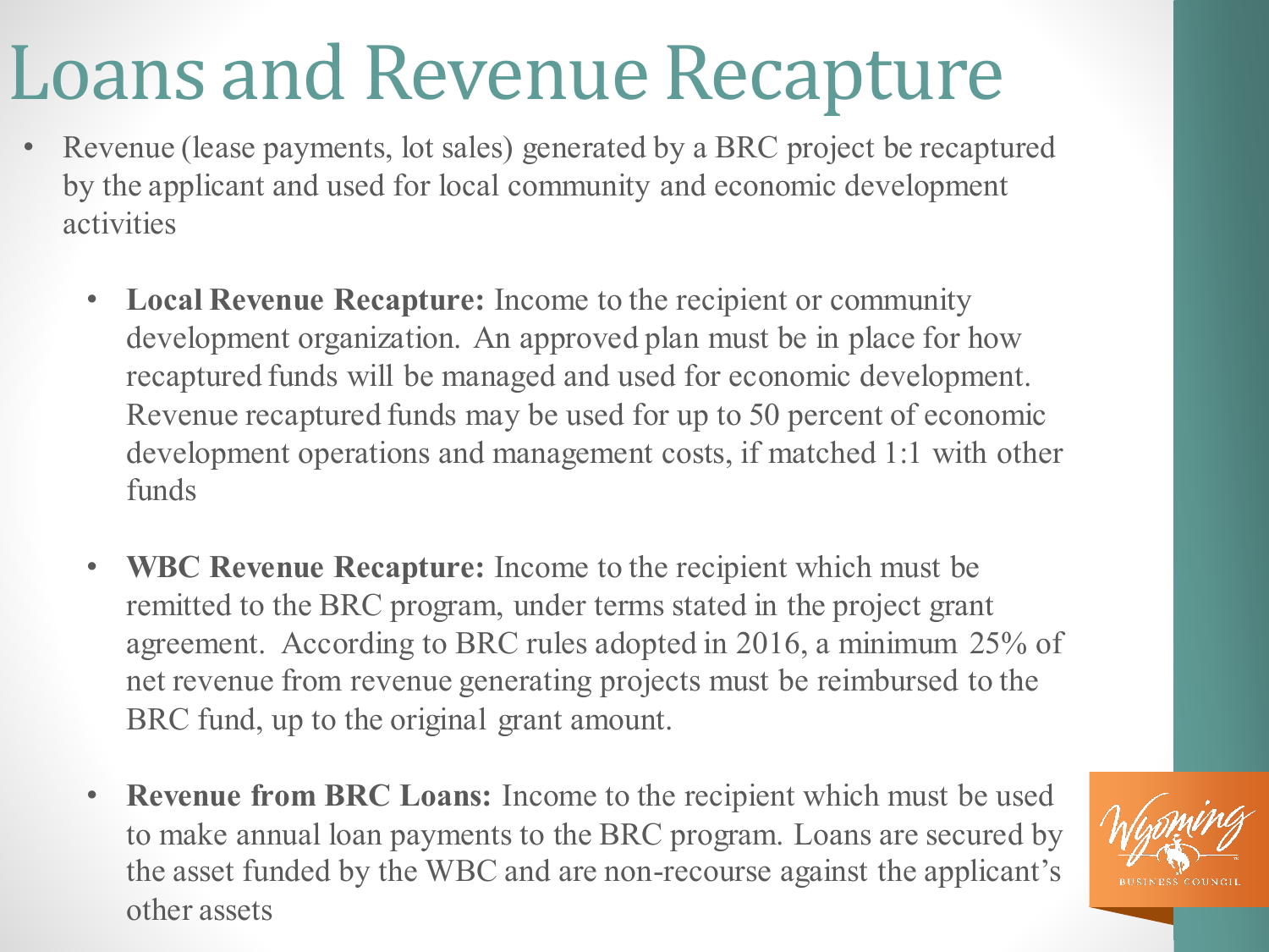# Loans and Revenue Recapture

- Revenue (lease payments, lot sales) generated by a BRC project be recaptured by the applicant and used for local community and economic development activities

  - **Local Revenue Recapture:** Income to the recipient or community development organization. An approved plan must be in place for how recaptured funds will be managed and used for economic development. Revenue recaptured funds may be used for up to 50 percent of economic development operations and management costs, if matched 1:1 with other funds

  - **WBC Revenue Recapture:** Income to the recipient which must be remitted to the BRC program, under terms stated in the project grant agreement. According to BRC rules adopted in 2016, a minimum 25% of net revenue from revenue generating projects must be reimbursed to the BRC fund, up to the original grant amount.

  - **Revenue from BRC Loans:** Income to the recipient which must be used to make annual loan payments to the BRC program. Loans are secured by the asset funded by the WBC and are non-recourse against the applicant's other assets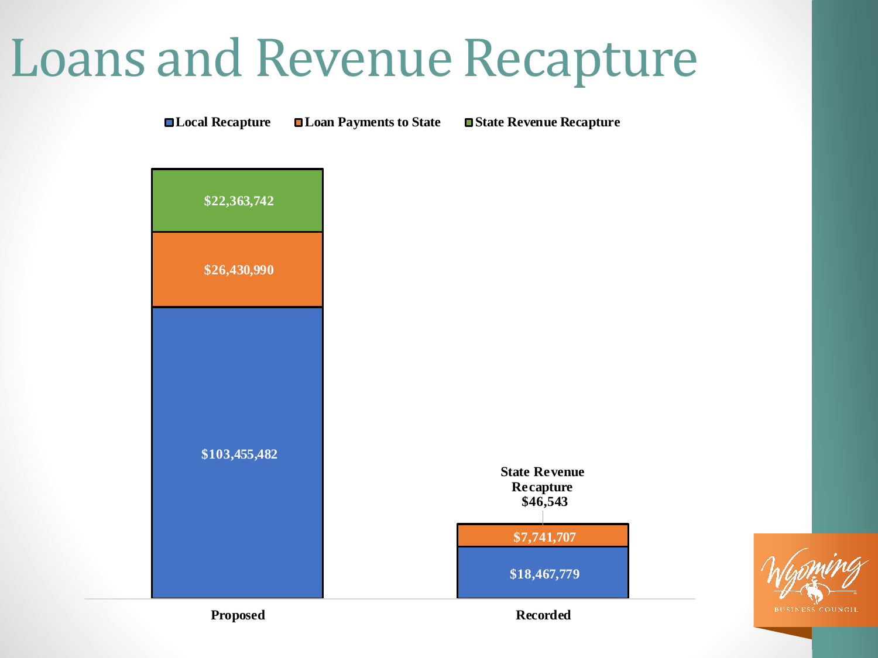# Loans and Revenue Recapture

| | Local Recapture | Loan Payments to State | State Revenue Recapture |
|---|---|---|---|
| Proposed | $103,455,482 | $26,430,990 | $22,363,742 |
| Recorded | $18,467,779 | $7,741,707 | $46,543 |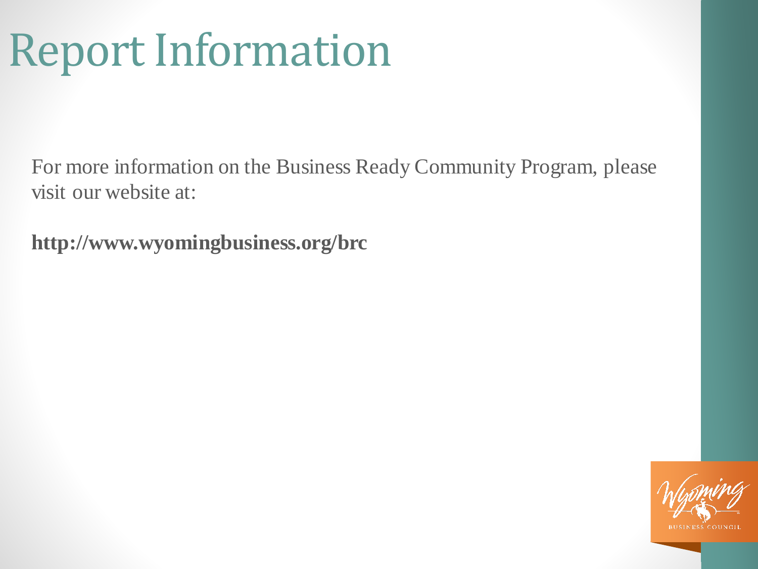# Report Information

For more information on the Business Ready Community Program, please visit our website at:

**http://www.wyomingbusiness.org/brc**